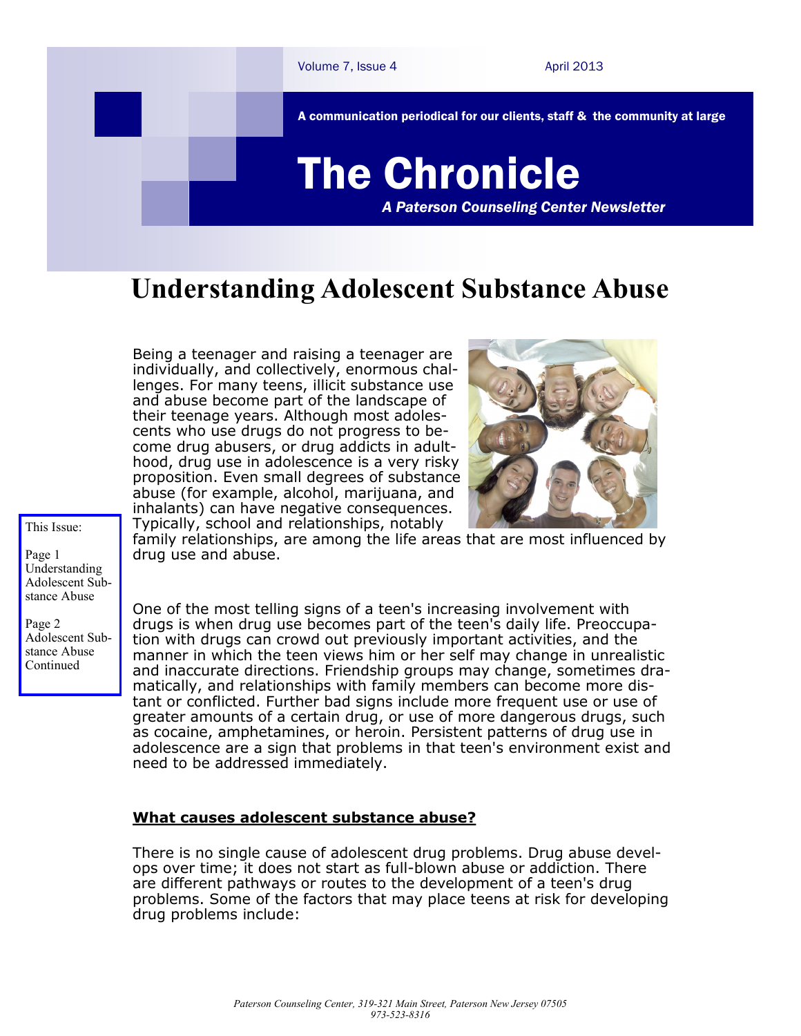Volume 7, Issue 4 April 2013

A communication periodical for our clients, staff & the community at large

# The Chronicle

*A Paterson Counseling Center Newsletter*

## Understanding Adolescent Substance Abuse

Being a teenager and raising a teenager are individually, and collectively, enormous challenges. For many teens, illicit substance use and abuse become part of the landscape of their teenage years. Although most adolescents who use drugs do not progress to become drug abusers, or drug addicts in adulthood, drug use in adolescence is a very risky proposition. Even small degrees of substance abuse (for example, alcohol, marijuana, and inhalants) can have negative consequences. Typically, school and relationships, notably family relationships, are among the life areas that are most influenced by drug use and abuse.

One of the most telling signs of a teen's increasing involvement with drugs is when drug use becomes part of the teen's daily life. Preoccupation with drugs can crowd out previously important activities, and the manner in which the teen views him or her self may change in unrealistic and inaccurate directions. Friendship groups may change, sometimes dramatically, and relationships with family members can become more distant or conflicted. Further bad signs include more frequent use or use of greater amounts of a certain drug, or use of more dangerous drugs, such as cocaine, amphetamines, or heroin. Persistent patterns of drug use in adolescence are a sign that problems in that teen's environment exist and need to be addressed immediately.

**<u>What causes adolescent substance abuse?</u>**

There is no single cause of adolescent drug problems. Drug abuse develops over time; it does not start as full-blown abuse or addiction. There are different pathways or routes to the development of a teen's drug problems. Some of the factors that may place teens at risk for developing drug problems include:

This Issue:

Page 1 Understanding Adolescent Substance Abuse

Page 2 Adolescent Substance Abuse Continued

*Paterson Counseling Center, 319-321 Main Street, Paterson New Jersey 07505*
*973-523-8316*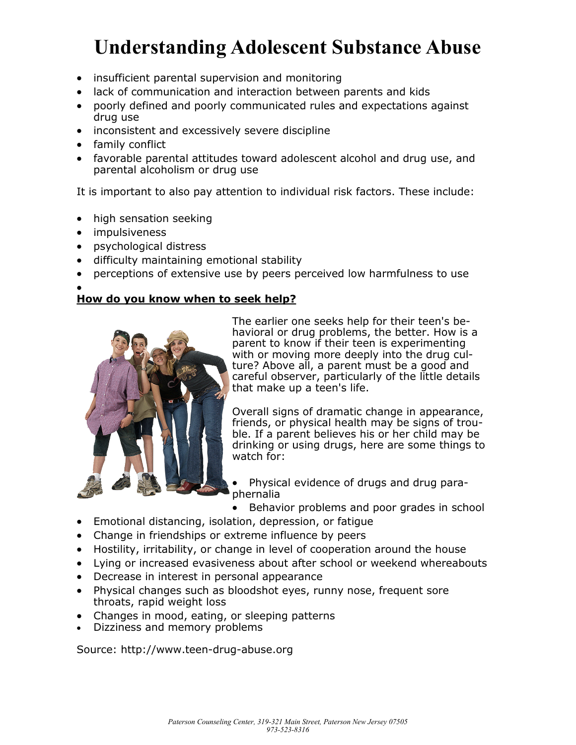// Omitted: footer "Paterson Counseling Center, 319-321 Main Street, Paterson New Jersey 07505 973-523-8316"
# Understanding Adolescent Substance Abuse

- insufficient parental supervision and monitoring
- lack of communication and interaction between parents and kids
- poorly defined and poorly communicated rules and expectations against drug use
- inconsistent and excessively severe discipline
- family conflict
- favorable parental attitudes toward adolescent alcohol and drug use, and parental alcoholism or drug use

It is important to also pay attention to individual risk factors. These include:

- high sensation seeking
- impulsiveness
- psychological distress
- difficulty maintaining emotional stability
- perceptions of extensive use by peers perceived low harmfulness to use

## How do you know when to seek help?

The earlier one seeks help for their teen's behavioral or drug problems, the better. How is a parent to know if their teen is experimenting with or moving more deeply into the drug culture? Above all, a parent must be a good and careful observer, particularly of the little details that make up a teen's life.

Overall signs of dramatic change in appearance, friends, or physical health may be signs of trouble. If a parent believes his or her child may be drinking or using drugs, here are some things to watch for:

- Physical evidence of drugs and drug paraphernalia
- Behavior problems and poor grades in school
- Emotional distancing, isolation, depression, or fatigue
- Change in friendships or extreme influence by peers
- Hostility, irritability, or change in level of cooperation around the house
- Lying or increased evasiveness about after school or weekend whereabouts
- Decrease in interest in personal appearance
- Physical changes such as bloodshot eyes, runny nose, frequent sore throats, rapid weight loss
- Changes in mood, eating, or sleeping patterns
- Dizziness and memory problems

Source: http://www.teen-drug-abuse.org